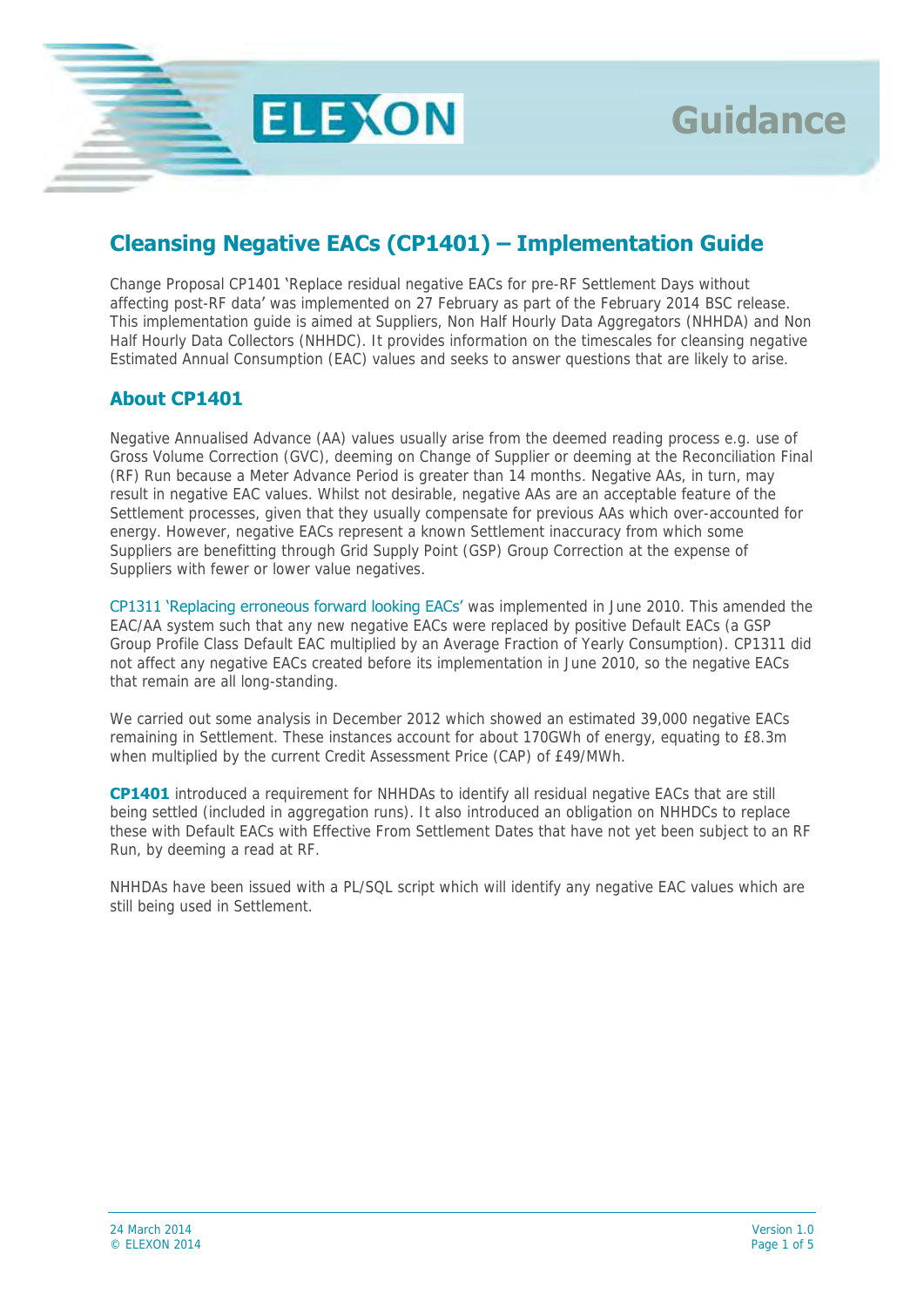# Cleansing Negative EACs (CP1401) – Implementation Guide

Change Proposal CP1401 'Replace residual negative EACs for pre-RF Settlement Days without affecting post-RF data' was implemented on 27 February as part of the February 2014 BSC release. This implementation guide is aimed at Suppliers, Non Half Hourly Data Aggregators (NHHDA) and Non Half Hourly Data Collectors (NHHDC). It provides information on the timescales for cleansing negative Estimated Annual Consumption (EAC) values and seeks to answer questions that are likely to arise.

## About CP1401

Negative Annualised Advance (AA) values usually arise from the deemed reading process e.g. use of Gross Volume Correction (GVC), deeming on Change of Supplier or deeming at the Reconciliation Final (RF) Run because a Meter Advance Period is greater than 14 months. Negative AAs, in turn, may result in negative EAC values. Whilst not desirable, negative AAs are an acceptable feature of the Settlement processes, given that they usually compensate for previous AAs which over-accounted for energy. However, negative EACs represent a known Settlement inaccuracy from which some Suppliers are benefitting through Grid Supply Point (GSP) Group Correction at the expense of Suppliers with fewer or lower value negatives.

CP1311 'Replacing erroneous forward looking EACs' was implemented in June 2010. This amended the EAC/AA system such that any new negative EACs were replaced by positive Default EACs (a GSP Group Profile Class Default EAC multiplied by an Average Fraction of Yearly Consumption). CP1311 did not affect any negative EACs created before its implementation in June 2010, so the negative EACs that remain are all long-standing.

We carried out some analysis in December 2012 which showed an estimated 39,000 negative EACs remaining in Settlement. These instances account for about 170GWh of energy, equating to £8.3m when multiplied by the current Credit Assessment Price (CAP) of £49/MWh.

**CP1401** introduced a requirement for NHHDAs to identify all residual negative EACs that are still being settled (included in aggregation runs). It also introduced an obligation on NHHDCs to replace these with Default EACs with Effective From Settlement Dates that have not yet been subject to an RF Run, by deeming a read at RF.

NHHDAs have been issued with a PL/SQL script which will identify any negative EAC values which are still being used in Settlement.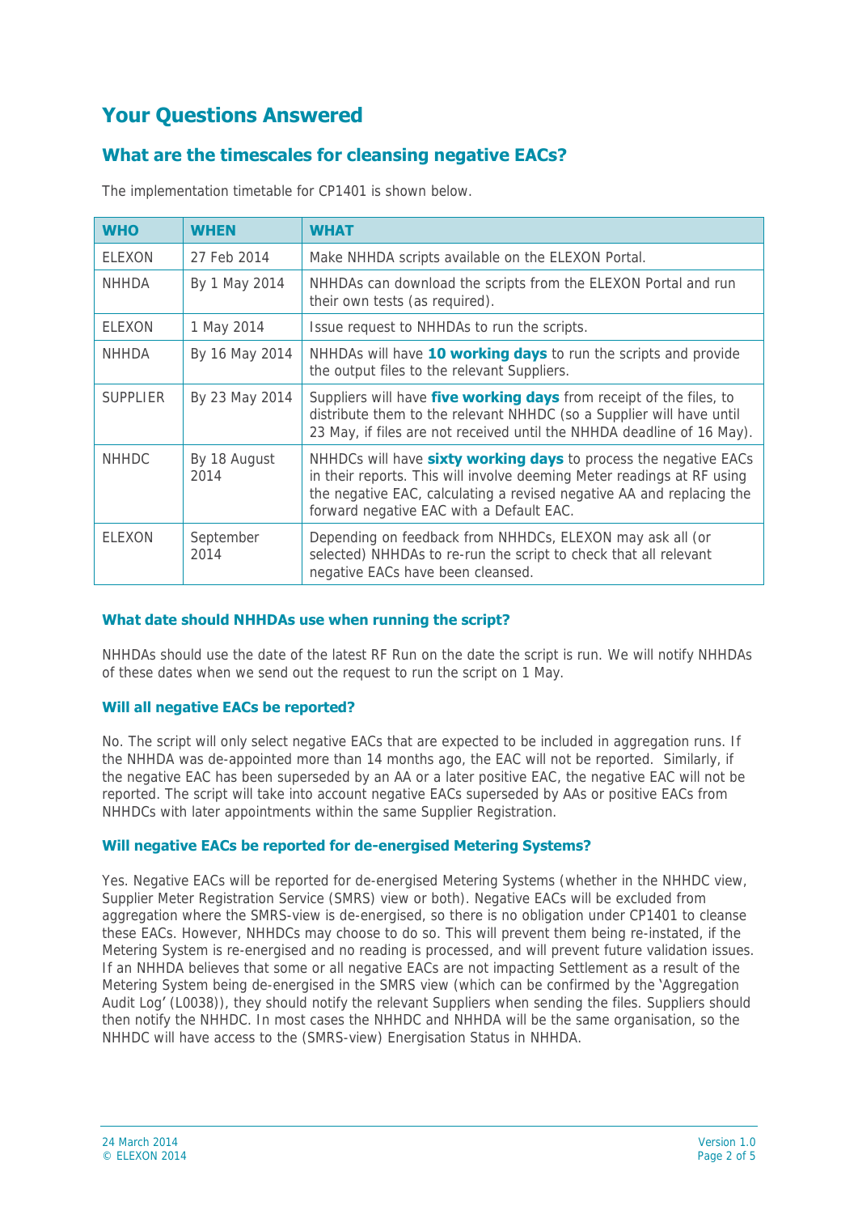# Your Questions Answered

## What are the timescales for cleansing negative EACs?

The implementation timetable for CP1401 is shown below.

| WHO | WHEN | WHAT |
|---|---|---|
| ELEXON | 27 Feb 2014 | Make NHHDA scripts available on the ELEXON Portal. |
| NHHDA | By 1 May 2014 | NHHDAs can download the scripts from the ELEXON Portal and run their own tests (as required). |
| ELEXON | 1 May 2014 | Issue request to NHHDAs to run the scripts. |
| NHHDA | By 16 May 2014 | NHHDAs will have **10 working days** to run the scripts and provide the output files to the relevant Suppliers. |
| SUPPLIER | By 23 May 2014 | Suppliers will have **five working days** from receipt of the files, to distribute them to the relevant NHHDC (so a Supplier will have until 23 May, if files are not received until the NHHDA deadline of 16 May). |
| NHHDC | By 18 August 2014 | NHHDCs will have **sixty working days** to process the negative EACs in their reports. This will involve deeming Meter readings at RF using the negative EAC, calculating a revised negative AA and replacing the forward negative EAC with a Default EAC. |
| ELEXON | September 2014 | Depending on feedback from NHHDCs, ELEXON may ask all (or selected) NHHDAs to re-run the script to check that all relevant negative EACs have been cleansed. |

### What date should NHHDAs use when running the script?

NHHDAs should use the date of the latest RF Run on the date the script is run. We will notify NHHDAs of these dates when we send out the request to run the script on 1 May.

### Will all negative EACs be reported?

No. The script will only select negative EACs that are expected to be included in aggregation runs. If the NHHDA was de-appointed more than 14 months ago, the EAC will not be reported. Similarly, if the negative EAC has been superseded by an AA or a later positive EAC, the negative EAC will not be reported. The script will take into account negative EACs superseded by AAs or positive EACs from NHHDCs with later appointments within the same Supplier Registration.

### Will negative EACs be reported for de-energised Metering Systems?

Yes. Negative EACs will be reported for de-energised Metering Systems (whether in the NHHDC view, Supplier Meter Registration Service (SMRS) view or both). Negative EACs will be excluded from aggregation where the SMRS-view is de-energised, so there is no obligation under CP1401 to cleanse these EACs. However, NHHDCs may choose to do so. This will prevent them being re-instated, if the Metering System is re-energised and no reading is processed, and will prevent future validation issues. If an NHHDA believes that some or all negative EACs are not impacting Settlement as a result of the Metering System being de-energised in the SMRS view (which can be confirmed by the 'Aggregation Audit Log' (L0038)), they should notify the relevant Suppliers when sending the files. Suppliers should then notify the NHHDC. In most cases the NHHDC and NHHDA will be the same organisation, so the NHHDC will have access to the (SMRS-view) Energisation Status in NHHDA.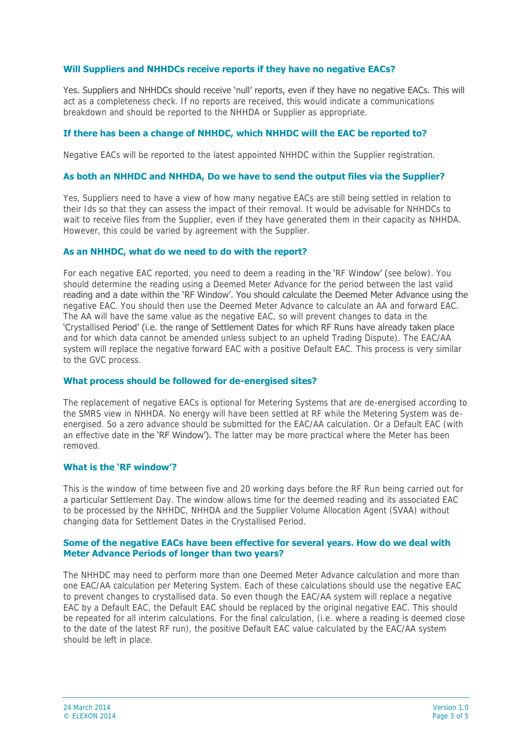### Will Suppliers and NHHDCs receive reports if they have no negative EACs?

Yes. Suppliers and NHHDCs should receive 'null' reports, even if they have no negative EACs. This will act as a completeness check. If no reports are received, this would indicate a communications breakdown and should be reported to the NHHDA or Supplier as appropriate.

### If there has been a change of NHHDC, which NHHDC will the EAC be reported to?

Negative EACs will be reported to the latest appointed NHHDC within the Supplier registration.

### As both an NHHDC and NHHDA, Do we have to send the output files via the Supplier?

Yes, Suppliers need to have a view of how many negative EACs are still being settled in relation to their Ids so that they can assess the impact of their removal. It would be advisable for NHHDCs to wait to receive files from the Supplier, even if they have generated them in their capacity as NHHDA. However, this could be varied by agreement with the Supplier.

### As an NHHDC, what do we need to do with the report?

For each negative EAC reported, you need to deem a reading in the 'RF Window' (see below). You should determine the reading using a Deemed Meter Advance for the period between the last valid reading and a date within the 'RF Window'. You should calculate the Deemed Meter Advance using the negative EAC. You should then use the Deemed Meter Advance to calculate an AA and forward EAC. The AA will have the same value as the negative EAC, so will prevent changes to data in the 'Crystallised Period' (i.e. the range of Settlement Dates for which RF Runs have already taken place and for which data cannot be amended unless subject to an upheld Trading Dispute). The EAC/AA system will replace the negative forward EAC with a positive Default EAC. This process is very similar to the GVC process.

### What process should be followed for de-energised sites?

The replacement of negative EACs is optional for Metering Systems that are de-energised according to the SMRS view in NHHDA. No energy will have been settled at RF while the Metering System was de-energised. So a zero advance should be submitted for the EAC/AA calculation. Or a Default EAC (with an effective date in the 'RF Window'). The latter may be more practical where the Meter has been removed.

### What is the 'RF window'?

This is the window of time between five and 20 working days before the RF Run being carried out for a particular Settlement Day. The window allows time for the deemed reading and its associated EAC to be processed by the NHHDC, NHHDA and the Supplier Volume Allocation Agent (SVAA) without changing data for Settlement Dates in the Crystallised Period.

### Some of the negative EACs have been effective for several years. How do we deal with Meter Advance Periods of longer than two years?

The NHHDC may need to perform more than one Deemed Meter Advance calculation and more than one EAC/AA calculation per Metering System. Each of these calculations should use the negative EAC to prevent changes to crystallised data. So even though the EAC/AA system will replace a negative EAC by a Default EAC, the Default EAC should be replaced by the original negative EAC. This should be repeated for all interim calculations. For the final calculation, (i.e. where a reading is deemed close to the date of the latest RF run), the positive Default EAC value calculated by the EAC/AA system should be left in place.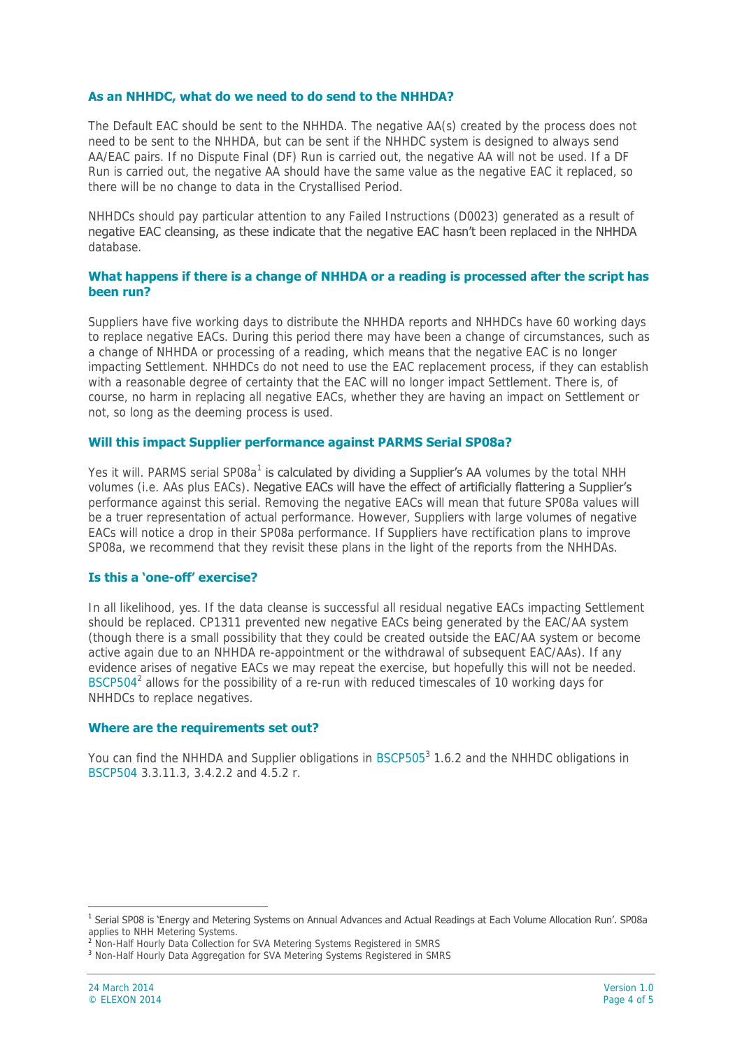### As an NHHDC, what do we need to do send to the NHHDA?

The Default EAC should be sent to the NHHDA. The negative AA(s) created by the process does not need to be sent to the NHHDA, but can be sent if the NHHDC system is designed to always send AA/EAC pairs. If no Dispute Final (DF) Run is carried out, the negative AA will not be used. If a DF Run is carried out, the negative AA should have the same value as the negative EAC it replaced, so there will be no change to data in the Crystallised Period.

NHHDCs should pay particular attention to any Failed Instructions (D0023) generated as a result of negative EAC cleansing, as these indicate that the negative EAC hasn't been replaced in the NHHDA database.

### What happens if there is a change of NHHDA or a reading is processed after the script has been run?

Suppliers have five working days to distribute the NHHDA reports and NHHDCs have 60 working days to replace negative EACs. During this period there may have been a change of circumstances, such as a change of NHHDA or processing of a reading, which means that the negative EAC is no longer impacting Settlement. NHHDCs do not need to use the EAC replacement process, if they can establish with a reasonable degree of certainty that the EAC will no longer impact Settlement. There is, of course, no harm in replacing all negative EACs, whether they are having an impact on Settlement or not, so long as the deeming process is used.

### Will this impact Supplier performance against PARMS Serial SP08a?

Yes it will. PARMS serial SP08a[1] is calculated by dividing a Supplier's AA volumes by the total NHH volumes (i.e. AAs plus EACs). Negative EACs will have the effect of artificially flattering a Supplier's performance against this serial. Removing the negative EACs will mean that future SP08a values will be a truer representation of actual performance. However, Suppliers with large volumes of negative EACs will notice a drop in their SP08a performance. If Suppliers have rectification plans to improve SP08a, we recommend that they revisit these plans in the light of the reports from the NHHDAs.

### Is this a 'one-off' exercise?

In all likelihood, yes. If the data cleanse is successful all residual negative EACs impacting Settlement should be replaced. CP1311 prevented new negative EACs being generated by the EAC/AA system (though there is a small possibility that they could be created outside the EAC/AA system or become active again due to an NHHDA re-appointment or the withdrawal of subsequent EAC/AAs). If any evidence arises of negative EACs we may repeat the exercise, but hopefully this will not be needed. BSCP504[2] allows for the possibility of a re-run with reduced timescales of 10 working days for NHHDCs to replace negatives.

### Where are the requirements set out?

You can find the NHHDA and Supplier obligations in BSCP505[3] 1.6.2 and the NHHDC obligations in BSCP504 3.3.11.3, 3.4.2.2 and 4.5.2 r.

---

[1] Serial SP08 is 'Energy and Metering Systems on Annual Advances and Actual Readings at Each Volume Allocation Run'. SP08a applies to NHH Metering Systems.

[2] Non-Half Hourly Data Collection for SVA Metering Systems Registered in SMRS

[3] Non-Half Hourly Data Aggregation for SVA Metering Systems Registered in SMRS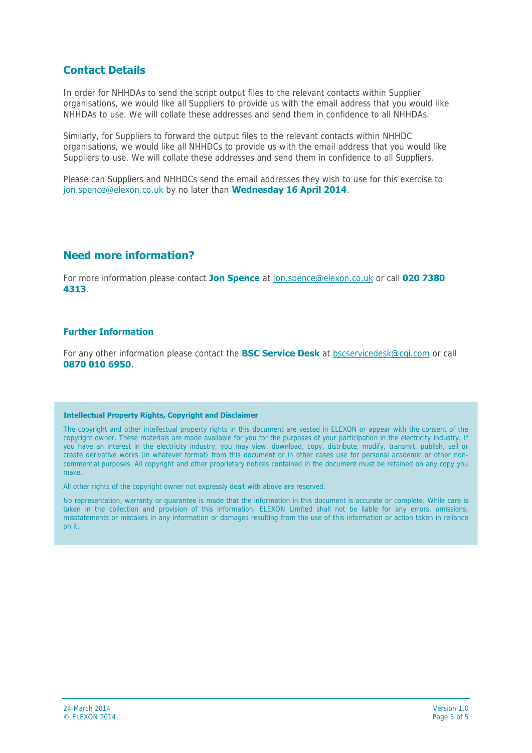## Contact Details

In order for NHHDAs to send the script output files to the relevant contacts within Supplier organisations, we would like all Suppliers to provide us with the email address that you would like NHHDAs to use. We will collate these addresses and send them in confidence to all NHHDAs.

Similarly, for Suppliers to forward the output files to the relevant contacts within NHHDC organisations, we would like all NHHDCs to provide us with the email address that you would like Suppliers to use. We will collate these addresses and send them in confidence to all Suppliers.

Please can Suppliers and NHHDCs send the email addresses they wish to use for this exercise to jon.spence@elexon.co.uk by no later than **Wednesday 16 April 2014**.

## Need more information?

For more information please contact **Jon Spence** at jon.spence@elexon.co.uk or call **020 7380 4313**.

### Further Information

For any other information please contact the **BSC Service Desk** at bscservicedesk@cgi.com or call **0870 010 6950**.

**Intellectual Property Rights, Copyright and Disclaimer**

The copyright and other intellectual property rights in this document are vested in ELEXON or appear with the consent of the copyright owner. These materials are made available for you for the purposes of your participation in the electricity industry. If you have an interest in the electricity industry, you may view, download, copy, distribute, modify, transmit, publish, sell or create derivative works (in whatever format) from this document or in other cases use for personal academic or other non-commercial purposes. All copyright and other proprietary notices contained in the document must be retained on any copy you make.

All other rights of the copyright owner not expressly dealt with above are reserved.

No representation, warranty or guarantee is made that the information in this document is accurate or complete. While care is taken in the collection and provision of this information, ELEXON Limited shall not be liable for any errors, omissions, misstatements or mistakes in any information or damages resulting from the use of this information or action taken in reliance on it.